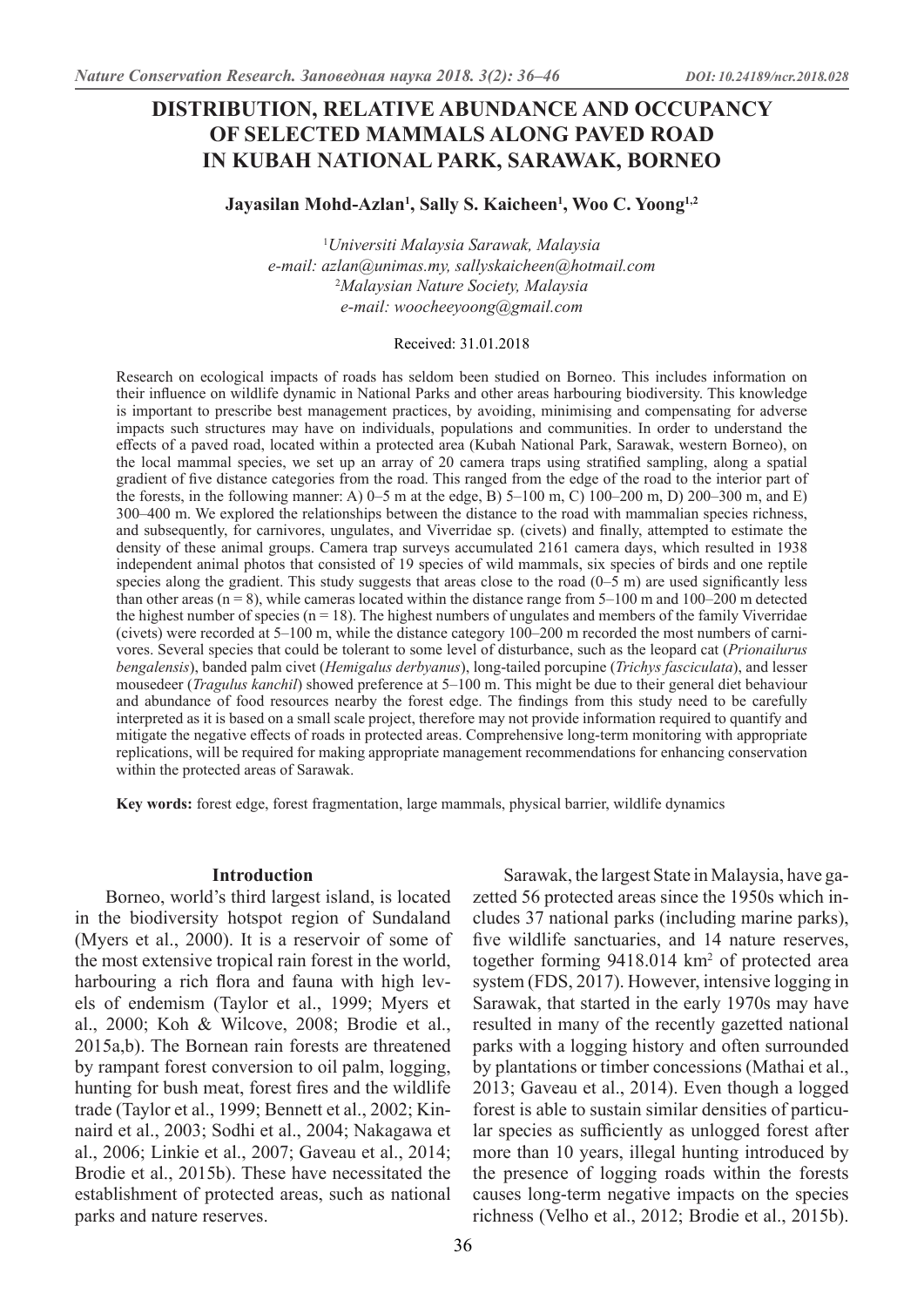# DISTRIBUTION, RELATIVE ABUNDANCE AND OCCUPANCY OF SELECTED MAMMALS ALONG PAVED ROAD IN KUBAH NATIONAL PARK, SARAWAK, BORNEO

**Jayasilan Mohd-Azlan[1], Sally S. Kaicheen[1], Woo C. Yoong[1,2]**

[1]*Universiti Malaysia Sarawak, Malaysia*
*e-mail: azlan@unimas.my, sallyskaicheen@hotmail.com*
[2]*Malaysian Nature Society, Malaysia*
*e-mail: woocheeyoong@gmail.com*

Received: 31.01.2018

Research on ecological impacts of roads has seldom been studied on Borneo. This includes information on their influence on wildlife dynamic in National Parks and other areas harbouring biodiversity. This knowledge is important to prescribe best management practices, by avoiding, minimising and compensating for adverse impacts such structures may have on individuals, populations and communities. In order to understand the effects of a paved road, located within a protected area (Kubah National Park, Sarawak, western Borneo), on the local mammal species, we set up an array of 20 camera traps using stratified sampling, along a spatial gradient of five distance categories from the road. This ranged from the edge of the road to the interior part of the forests, in the following manner: A) 0–5 m at the edge, B) 5–100 m, C) 100–200 m, D) 200–300 m, and E) 300–400 m. We explored the relationships between the distance to the road with mammalian species richness, and subsequently, for carnivores, ungulates, and Viverridae sp. (civets) and finally, attempted to estimate the density of these animal groups. Camera trap surveys accumulated 2161 camera days, which resulted in 1938 independent animal photos that consisted of 19 species of wild mammals, six species of birds and one reptile species along the gradient. This study suggests that areas close to the road (0–5 m) are used significantly less than other areas (n = 8), while cameras located within the distance range from 5–100 m and 100–200 m detected the highest number of species (n = 18). The highest numbers of ungulates and members of the family Viverridae (civets) were recorded at 5–100 m, while the distance category 100–200 m recorded the most numbers of carnivores. Several species that could be tolerant to some level of disturbance, such as the leopard cat (*Prionailurus bengalensis*), banded palm civet (*Hemigalus derbyanus*), long-tailed porcupine (*Trichys fasciculata*), and lesser mousedeer (*Tragulus kanchil*) showed preference at 5–100 m. This might be due to their general diet behaviour and abundance of food resources nearby the forest edge. The findings from this study need to be carefully interpreted as it is based on a small scale project, therefore may not provide information required to quantify and mitigate the negative effects of roads in protected areas. Comprehensive long-term monitoring with appropriate replications, will be required for making appropriate management recommendations for enhancing conservation within the protected areas of Sarawak.

**Key words:** forest edge, forest fragmentation, large mammals, physical barrier, wildlife dynamics

## Introduction

Borneo, world's third largest island, is located in the biodiversity hotspot region of Sundaland (Myers et al., 2000). It is a reservoir of some of the most extensive tropical rain forest in the world, harbouring a rich flora and fauna with high levels of endemism (Taylor et al., 1999; Myers et al., 2000; Koh & Wilcove, 2008; Brodie et al., 2015a,b). The Bornean rain forests are threatened by rampant forest conversion to oil palm, logging, hunting for bush meat, forest fires and the wildlife trade (Taylor et al., 1999; Bennett et al., 2002; Kinnaird et al., 2003; Sodhi et al., 2004; Nakagawa et al., 2006; Linkie et al., 2007; Gaveau et al., 2014; Brodie et al., 2015b). These have necessitated the establishment of protected areas, such as national parks and nature reserves.

Sarawak, the largest State in Malaysia, have gazetted 56 protected areas since the 1950s which includes 37 national parks (including marine parks), five wildlife sanctuaries, and 14 nature reserves, together forming 9418.014 km$^2$ of protected area system (FDS, 2017). However, intensive logging in Sarawak, that started in the early 1970s may have resulted in many of the recently gazetted national parks with a logging history and often surrounded by plantations or timber concessions (Mathai et al., 2013; Gaveau et al., 2014). Even though a logged forest is able to sustain similar densities of particular species as sufficiently as unlogged forest after more than 10 years, illegal hunting introduced by the presence of logging roads within the forests causes long-term negative impacts on the species richness (Velho et al., 2012; Brodie et al., 2015b).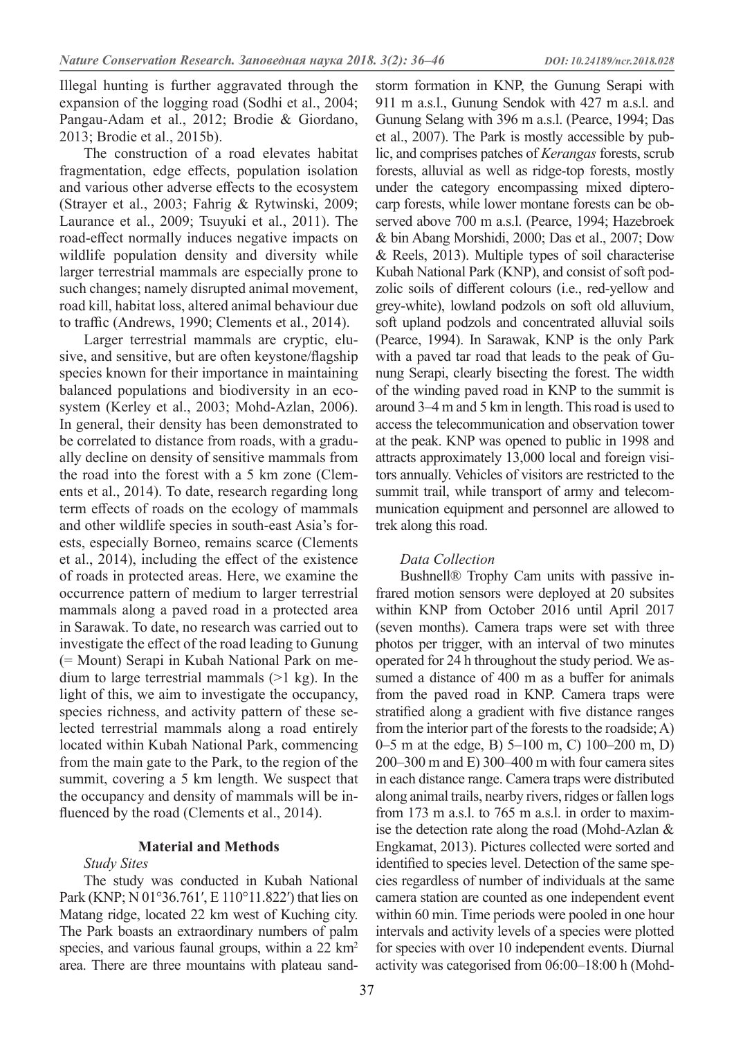Illegal hunting is further aggravated through the expansion of the logging road (Sodhi et al., 2004; Pangau-Adam et al., 2012; Brodie & Giordano, 2013; Brodie et al., 2015b).

The construction of a road elevates habitat fragmentation, edge effects, population isolation and various other adverse effects to the ecosystem (Strayer et al., 2003; Fahrig & Rytwinski, 2009; Laurance et al., 2009; Tsuyuki et al., 2011). The road-effect normally induces negative impacts on wildlife population density and diversity while larger terrestrial mammals are especially prone to such changes; namely disrupted animal movement, road kill, habitat loss, altered animal behaviour due to traffic (Andrews, 1990; Clements et al., 2014).

Larger terrestrial mammals are cryptic, elusive, and sensitive, but are often keystone/flagship species known for their importance in maintaining balanced populations and biodiversity in an ecosystem (Kerley et al., 2003; Mohd-Azlan, 2006). In general, their density has been demonstrated to be correlated to distance from roads, with a gradually decline on density of sensitive mammals from the road into the forest with a 5 km zone (Clements et al., 2014). To date, research regarding long term effects of roads on the ecology of mammals and other wildlife species in south-east Asia's forests, especially Borneo, remains scarce (Clements et al., 2014), including the effect of the existence of roads in protected areas. Here, we examine the occurrence pattern of medium to larger terrestrial mammals along a paved road in a protected area in Sarawak. To date, no research was carried out to investigate the effect of the road leading to Gunung (= Mount) Serapi in Kubah National Park on medium to large terrestrial mammals (>1 kg). In the light of this, we aim to investigate the occupancy, species richness, and activity pattern of these selected terrestrial mammals along a road entirely located within Kubah National Park, commencing from the main gate to the Park, to the region of the summit, covering a 5 km length. We suspect that the occupancy and density of mammals will be influenced by the road (Clements et al., 2014).

## Material and Methods

*Study Sites*

The study was conducted in Kubah National Park (KNP; N 01°36.761′, E 110°11.822′) that lies on Matang ridge, located 22 km west of Kuching city. The Park boasts an extraordinary numbers of palm species, and various faunal groups, within a 22 km$^2$ area. There are three mountains with plateau sandstorm formation in KNP, the Gunung Serapi with 911 m a.s.l., Gunung Sendok with 427 m a.s.l. and Gunung Selang with 396 m a.s.l. (Pearce, 1994; Das et al., 2007). The Park is mostly accessible by public, and comprises patches of *Kerangas* forests, scrub forests, alluvial as well as ridge-top forests, mostly under the category encompassing mixed dipterocarp forests, while lower montane forests can be observed above 700 m a.s.l. (Pearce, 1994; Hazebroek & bin Abang Morshidi, 2000; Das et al., 2007; Dow & Reels, 2013). Multiple types of soil characterise Kubah National Park (KNP), and consist of soft podzolic soils of different colours (i.e., red-yellow and grey-white), lowland podzols on soft old alluvium, soft upland podzols and concentrated alluvial soils (Pearce, 1994). In Sarawak, KNP is the only Park with a paved tar road that leads to the peak of Gunung Serapi, clearly bisecting the forest. The width of the winding paved road in KNP to the summit is around 3–4 m and 5 km in length. This road is used to access the telecommunication and observation tower at the peak. KNP was opened to public in 1998 and attracts approximately 13,000 local and foreign visitors annually. Vehicles of visitors are restricted to the summit trail, while transport of army and telecommunication equipment and personnel are allowed to trek along this road.

*Data Collection*

Bushnell® Trophy Cam units with passive infrared motion sensors were deployed at 20 subsites within KNP from October 2016 until April 2017 (seven months). Camera traps were set with three photos per trigger, with an interval of two minutes operated for 24 h throughout the study period. We assumed a distance of 400 m as a buffer for animals from the paved road in KNP. Camera traps were stratified along a gradient with five distance ranges from the interior part of the forests to the roadside; A) 0–5 m at the edge, B) 5–100 m, C) 100–200 m, D) 200–300 m and E) 300–400 m with four camera sites in each distance range. Camera traps were distributed along animal trails, nearby rivers, ridges or fallen logs from 173 m a.s.l. to 765 m a.s.l. in order to maximise the detection rate along the road (Mohd-Azlan & Engkamat, 2013). Pictures collected were sorted and identified to species level. Detection of the same species regardless of number of individuals at the same camera station are counted as one independent event within 60 min. Time periods were pooled in one hour intervals and activity levels of a species were plotted for species with over 10 independent events. Diurnal activity was categorised from 06:00–18:00 h (Mohd-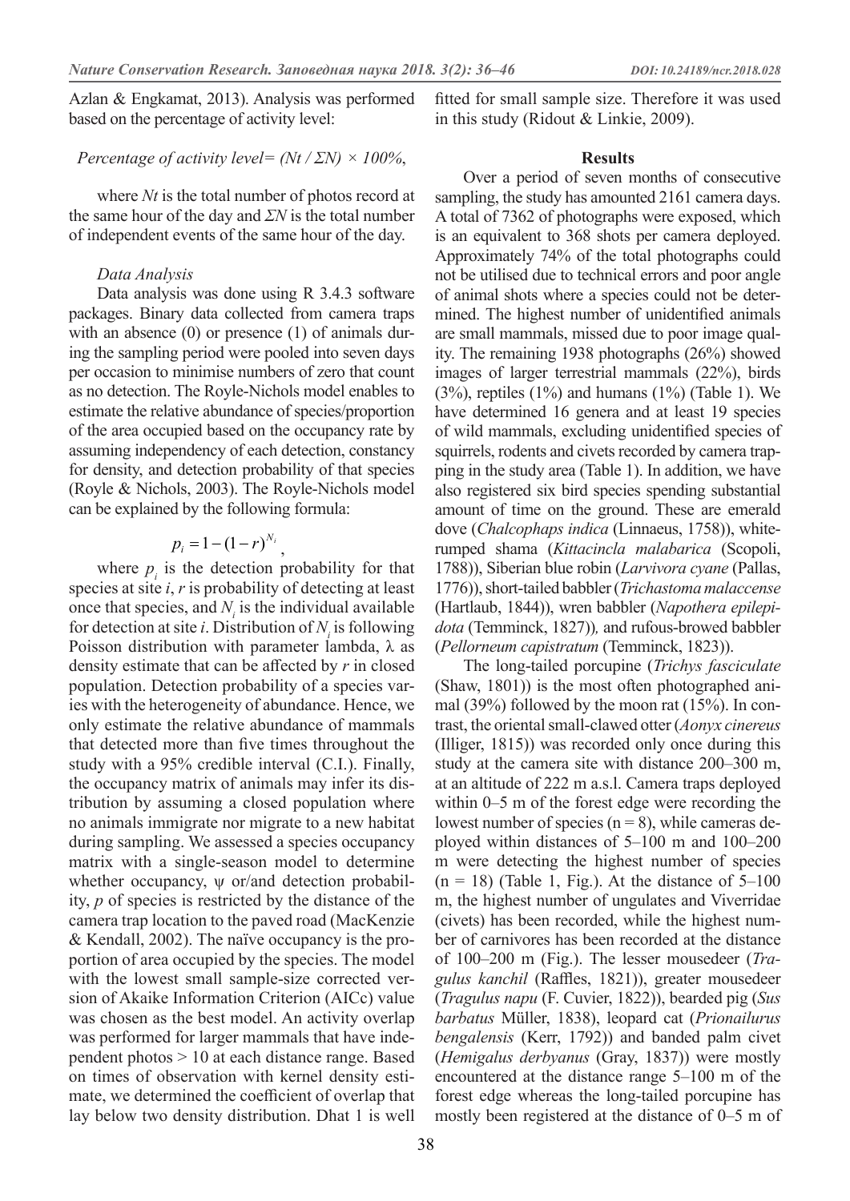Azlan & Engkamat, 2013). Analysis was performed based on the percentage of activity level:

*Percentage of activity level= (Nt / ΣN) × 100%*,

where *Nt* is the total number of photos record at the same hour of the day and *ΣN* is the total number of independent events of the same hour of the day.

### *Data Analysis*

Data analysis was done using R 3.4.3 software packages. Binary data collected from camera traps with an absence (0) or presence (1) of animals during the sampling period were pooled into seven days per occasion to minimise numbers of zero that count as no detection. The Royle-Nichols model enables to estimate the relative abundance of species/proportion of the area occupied based on the occupancy rate by assuming independency of each detection, constancy for density, and detection probability of that species (Royle & Nichols, 2003). The Royle-Nichols model can be explained by the following formula:

$$p_i = 1 - (1 - r)^{N_i},$$

where $p_i$ is the detection probability for that species at site *i*, *r* is probability of detecting at least once that species, and $N_i$ is the individual available for detection at site *i*. Distribution of $N_i$ is following Poisson distribution with parameter lambda, λ as density estimate that can be affected by *r* in closed population. Detection probability of a species varies with the heterogeneity of abundance. Hence, we only estimate the relative abundance of mammals that detected more than five times throughout the study with a 95% credible interval (C.I.). Finally, the occupancy matrix of animals may infer its distribution by assuming a closed population where no animals immigrate nor migrate to a new habitat during sampling. We assessed a species occupancy matrix with a single-season model to determine whether occupancy, ψ or/and detection probability, *p* of species is restricted by the distance of the camera trap location to the paved road (MacKenzie & Kendall, 2002). The naïve occupancy is the proportion of area occupied by the species. The model with the lowest small sample-size corrected version of Akaike Information Criterion (AICc) value was chosen as the best model. An activity overlap was performed for larger mammals that have independent photos > 10 at each distance range. Based on times of observation with kernel density estimate, we determined the coefficient of overlap that lay below two density distribution. Dhat 1 is well fitted for small sample size. Therefore it was used in this study (Ridout & Linkie, 2009).

## Results

Over a period of seven months of consecutive sampling, the study has amounted 2161 camera days. A total of 7362 of photographs were exposed, which is an equivalent to 368 shots per camera deployed. Approximately 74% of the total photographs could not be utilised due to technical errors and poor angle of animal shots where a species could not be determined. The highest number of unidentified animals are small mammals, missed due to poor image quality. The remaining 1938 photographs (26%) showed images of larger terrestrial mammals (22%), birds (3%), reptiles (1%) and humans (1%) (Table 1). We have determined 16 genera and at least 19 species of wild mammals, excluding unidentified species of squirrels, rodents and civets recorded by camera trapping in the study area (Table 1). In addition, we have also registered six bird species spending substantial amount of time on the ground. These are emerald dove (*Chalcophaps indica* (Linnaeus, 1758)), white-rumped shama (*Kittacincla malabarica* (Scopoli, 1788)), Siberian blue robin (*Larvivora cyane* (Pallas, 1776)), short-tailed babbler (*Trichastoma malaccense* (Hartlaub, 1844)), wren babbler (*Napothera epilepidota* (Temminck, 1827))*,* and rufous-browed babbler (*Pellorneum capistratum* (Temminck, 1823)).

The long-tailed porcupine (*Trichys fasciculate* (Shaw, 1801)) is the most often photographed animal (39%) followed by the moon rat (15%). In contrast, the oriental small-clawed otter (*Aonyx cinereus* (Illiger, 1815)) was recorded only once during this study at the camera site with distance 200–300 m, at an altitude of 222 m a.s.l. Camera traps deployed within 0–5 m of the forest edge were recording the lowest number of species (n = 8), while cameras deployed within distances of 5–100 m and 100–200 m were detecting the highest number of species (n = 18) (Table 1, Fig.). At the distance of 5–100 m, the highest number of ungulates and Viverridae (civets) has been recorded, while the highest number of carnivores has been recorded at the distance of 100–200 m (Fig.). The lesser mousedeer (*Tragulus kanchil* (Raffles, 1821)), greater mousedeer (*Tragulus napu* (F. Cuvier, 1822)), bearded pig (*Sus barbatus* Müller, 1838), leopard cat (*Prionailurus bengalensis* (Kerr, 1792)) and banded palm civet (*Hemigalus derbyanus* (Gray, 1837)) were mostly encountered at the distance range 5–100 m of the forest edge whereas the long-tailed porcupine has mostly been registered at the distance of 0–5 m of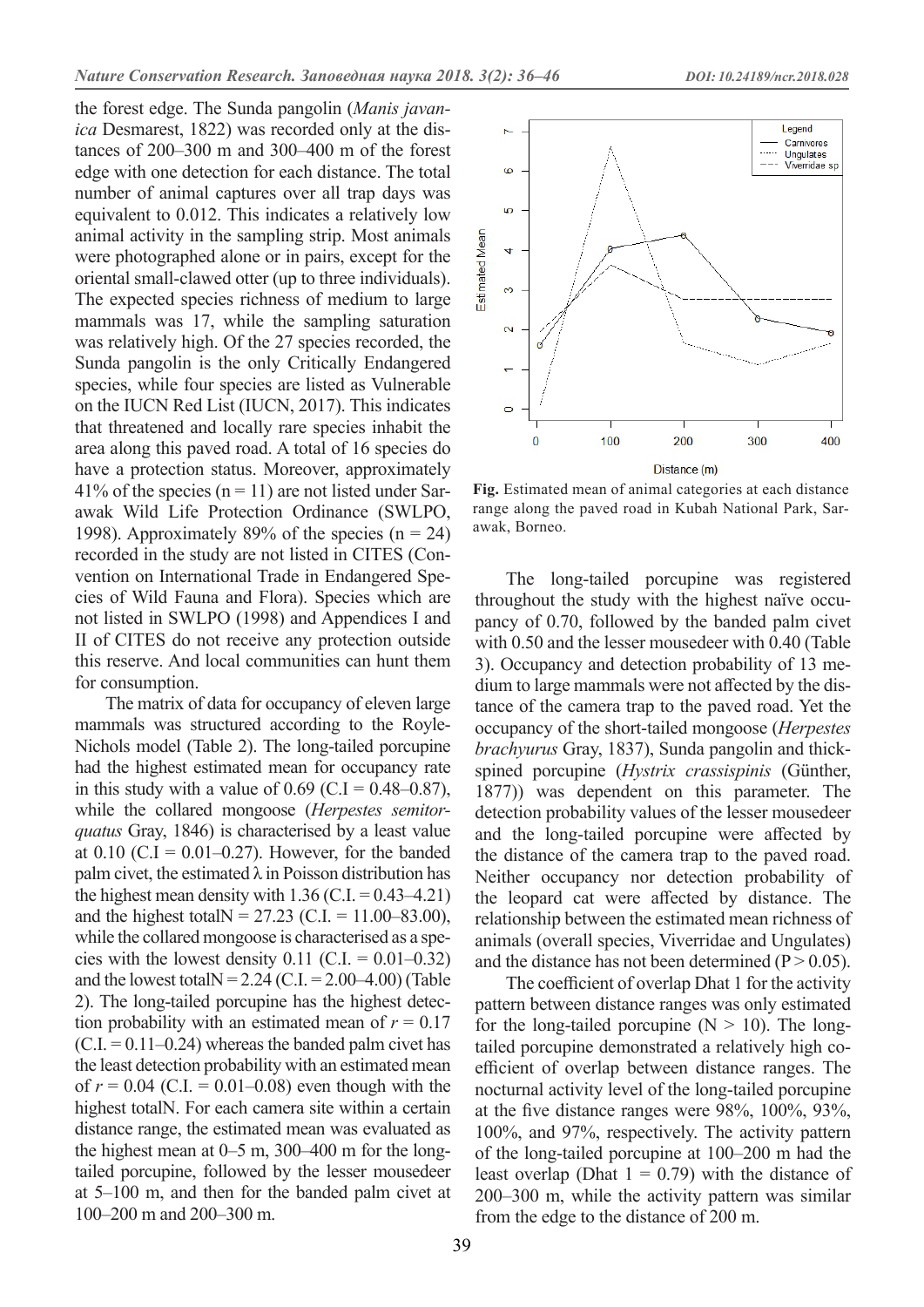the forest edge. The Sunda pangolin (*Manis javanica* Desmarest, 1822) was recorded only at the distances of 200–300 m and 300–400 m of the forest edge with one detection for each distance. The total number of animal captures over all trap days was equivalent to 0.012. This indicates a relatively low animal activity in the sampling strip. Most animals were photographed alone or in pairs, except for the oriental small-clawed otter (up to three individuals). The expected species richness of medium to large mammals was 17, while the sampling saturation was relatively high. Of the 27 species recorded, the Sunda pangolin is the only Critically Endangered species, while four species are listed as Vulnerable on the IUCN Red List (IUCN, 2017). This indicates that threatened and locally rare species inhabit the area along this paved road. A total of 16 species do have a protection status. Moreover, approximately 41% of the species (n = 11) are not listed under Sarawak Wild Life Protection Ordinance (SWLPO, 1998). Approximately 89% of the species (n = 24) recorded in the study are not listed in CITES (Convention on International Trade in Endangered Species of Wild Fauna and Flora). Species which are not listed in SWLPO (1998) and Appendices I and II of CITES do not receive any protection outside this reserve. And local communities can hunt them for consumption.

The matrix of data for occupancy of eleven large mammals was structured according to the Royle-Nichols model (Table 2). The long-tailed porcupine had the highest estimated mean for occupancy rate in this study with a value of 0.69 (C.I = 0.48–0.87), while the collared mongoose (*Herpestes semitorquatus* Gray, 1846) is characterised by a least value at 0.10 (C.I = 0.01–0.27). However, for the banded palm civet, the estimated λ in Poisson distribution has the highest mean density with 1.36 (C.I. = 0.43–4.21) and the highest totalN = 27.23 (C.I. = 11.00–83.00), while the collared mongoose is characterised as a species with the lowest density 0.11 (C.I. = 0.01–0.32) and the lowest totalN = 2.24 (C.I. = 2.00–4.00) (Table 2). The long-tailed porcupine has the highest detection probability with an estimated mean of $r$ = 0.17 (C.I. = 0.11–0.24) whereas the banded palm civet has the least detection probability with an estimated mean of $r$ = 0.04 (C.I. = 0.01–0.08) even though with the highest totalN. For each camera site within a certain distance range, the estimated mean was evaluated as the highest mean at 0–5 m, 300–400 m for the long-tailed porcupine, followed by the lesser mousedeer at 5–100 m, and then for the banded palm civet at 100–200 m and 200–300 m.

**Fig.** Estimated mean of animal categories at each distance range along the paved road in Kubah National Park, Sarawak, Borneo.

The long-tailed porcupine was registered throughout the study with the highest naïve occupancy of 0.70, followed by the banded palm civet with 0.50 and the lesser mousedeer with 0.40 (Table 3). Occupancy and detection probability of 13 medium to large mammals were not affected by the distance of the camera trap to the paved road. Yet the occupancy of the short-tailed mongoose (*Herpestes brachyurus* Gray, 1837), Sunda pangolin and thick-spined porcupine (*Hystrix crassispinis* (Günther, 1877)) was dependent on this parameter. The detection probability values of the lesser mousedeer and the long-tailed porcupine were affected by the distance of the camera trap to the paved road. Neither occupancy nor detection probability of the leopard cat were affected by distance. The relationship between the estimated mean richness of animals (overall species, Viverridae and Ungulates) and the distance has not been determined (P > 0.05).

The coefficient of overlap Dhat 1 for the activity pattern between distance ranges was only estimated for the long-tailed porcupine (N > 10). The long-tailed porcupine demonstrated a relatively high coefficient of overlap between distance ranges. The nocturnal activity level of the long-tailed porcupine at the five distance ranges were 98%, 100%, 93%, 100%, and 97%, respectively. The activity pattern of the long-tailed porcupine at 100–200 m had the least overlap (Dhat 1 = 0.79) with the distance of 200–300 m, while the activity pattern was similar from the edge to the distance of 200 m.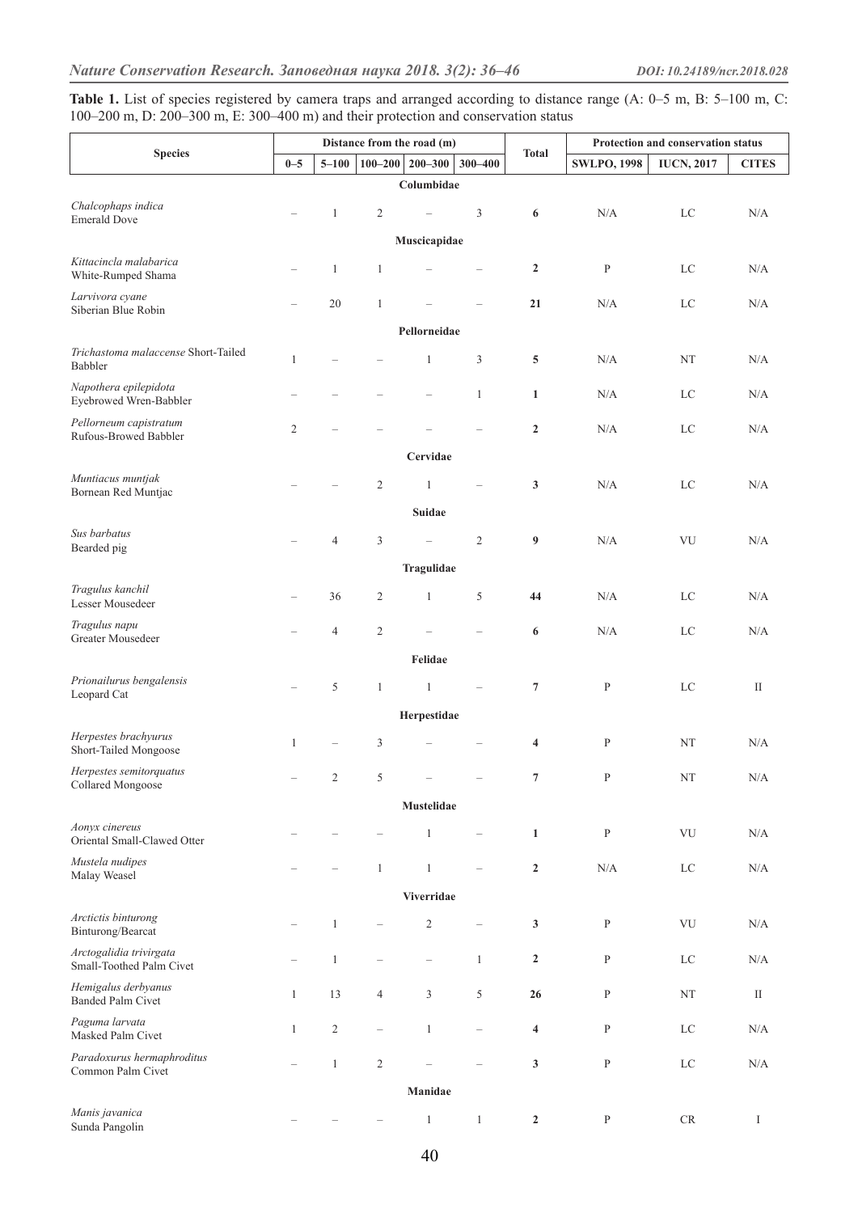**Table 1.** List of species registered by camera traps and arranged according to distance range (A: 0–5 m, B: 5–100 m, C: 100–200 m, D: 200–300 m, E: 300–400 m) and their protection and conservation status

| Species | Distance from the road (m) | | | | | Total | Protection and conservation status | | |
|---|---|---|---|---|---|---|---|---|---|
| | 0–5 | 5–100 | 100–200 | 200–300 | 300–400 | | SWLPO, 1998 | IUCN, 2017 | CITES |
| **Columbidae** | | | | | | | | | |
| *Chalcophaps indica* Emerald Dove | – | 1 | 2 | – | 3 | **6** | N/A | LC | N/A |
| **Muscicapidae** | | | | | | | | | |
| *Kittacincla malabarica* White-Rumped Shama | – | 1 | 1 | – | – | **2** | P | LC | N/A |
| *Larvivora cyane* Siberian Blue Robin | – | 20 | 1 | – | – | **21** | N/A | LC | N/A |
| **Pellorneidae** | | | | | | | | | |
| *Trichastoma malaccense* Short-Tailed Babbler | 1 | – | – | 1 | 3 | **5** | N/A | NT | N/A |
| *Napothera epilepidota* Eyebrowed Wren-Babbler | – | – | – | – | 1 | **1** | N/A | LC | N/A |
| *Pellorneum capistratum* Rufous-Browed Babbler | 2 | – | – | – | – | **2** | N/A | LC | N/A |
| **Cervidae** | | | | | | | | | |
| *Muntiacus muntjak* Bornean Red Muntjac | – | – | 2 | 1 | – | **3** | N/A | LC | N/A |
| **Suidae** | | | | | | | | | |
| *Sus barbatus* Bearded pig | – | 4 | 3 | – | 2 | **9** | N/A | VU | N/A |
| **Tragulidae** | | | | | | | | | |
| *Tragulus kanchil* Lesser Mousedeer | – | 36 | 2 | 1 | 5 | **44** | N/A | LC | N/A |
| *Tragulus napu* Greater Mousedeer | – | 4 | 2 | – | – | **6** | N/A | LC | N/A |
| **Felidae** | | | | | | | | | |
| *Prionailurus bengalensis* Leopard Cat | – | 5 | 1 | 1 | – | **7** | P | LC | II |
| **Herpestidae** | | | | | | | | | |
| *Herpestes brachyurus* Short-Tailed Mongoose | 1 | – | 3 | – | – | **4** | P | NT | N/A |
| *Herpestes semitorquatus* Collared Mongoose | – | 2 | 5 | – | – | **7** | P | NT | N/A |
| **Mustelidae** | | | | | | | | | |
| *Aonyx cinereus* Oriental Small-Clawed Otter | – | – | – | 1 | – | **1** | P | VU | N/A |
| *Mustela nudipes* Malay Weasel | – | – | 1 | 1 | – | **2** | N/A | LC | N/A |
| **Viverridae** | | | | | | | | | |
| *Arctictis binturong* Binturong/Bearcat | – | 1 | – | 2 | – | **3** | P | VU | N/A |
| *Arctogalidia trivirgata* Small-Toothed Palm Civet | – | 1 | – | – | 1 | **2** | P | LC | N/A |
| *Hemigalus derbyanus* Banded Palm Civet | 1 | 13 | 4 | 3 | 5 | **26** | P | NT | II |
| *Paguma larvata* Masked Palm Civet | 1 | 2 | – | 1 | – | **4** | P | LC | N/A |
| *Paradoxurus hermaphroditus* Common Palm Civet | – | 1 | 2 | – | – | **3** | P | LC | N/A |
| **Manidae** | | | | | | | | | |
| *Manis javanica* Sunda Pangolin | – | – | – | 1 | 1 | **2** | P | CR | I |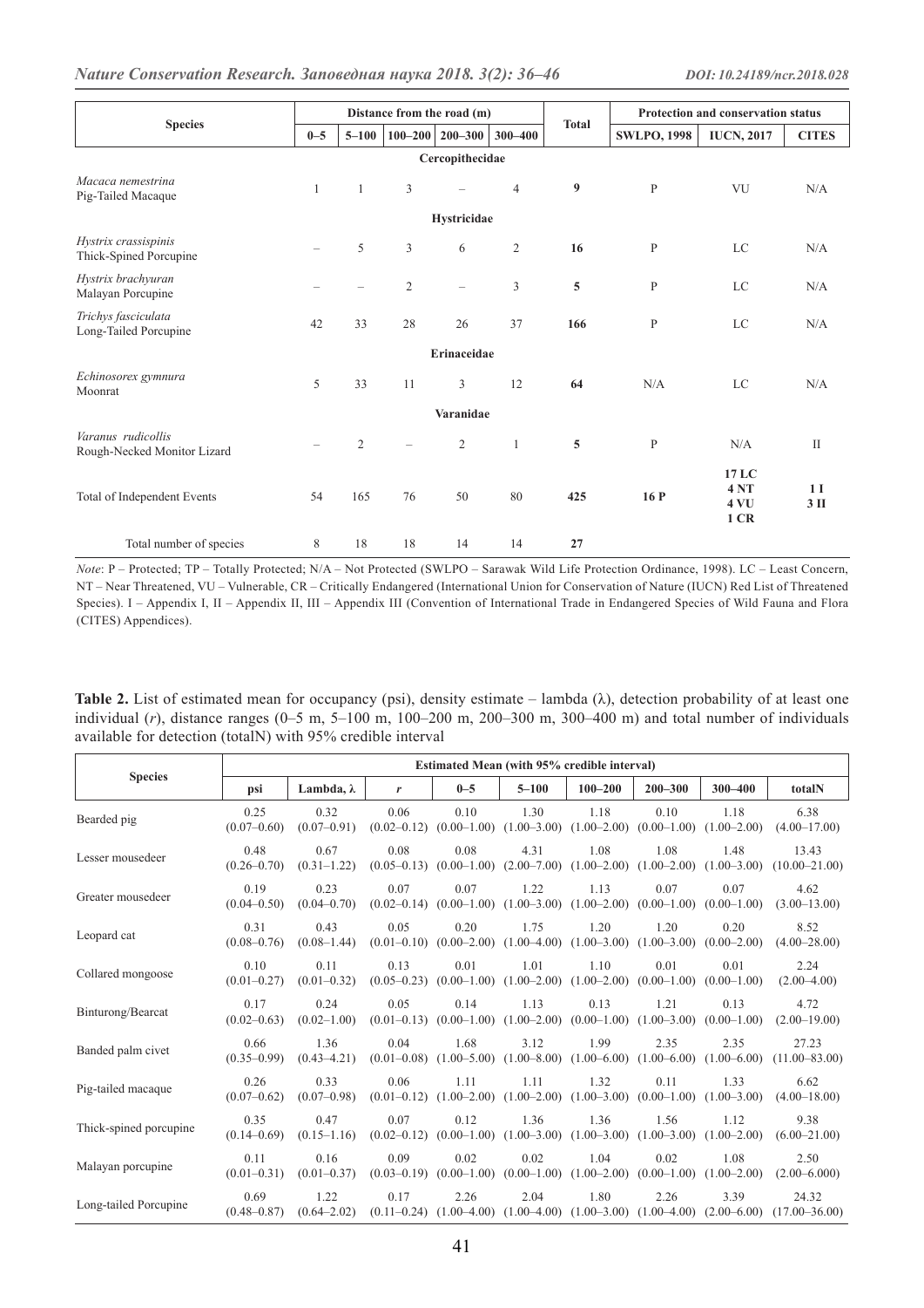| Species | Distance from the road (m) | | | | | Total | Protection and conservation status | | |
|---|---|---|---|---|---|---|---|---|---|
| | 0–5 | 5–100 | 100–200 | 200–300 | 300–400 | | SWLPO, 1998 | IUCN, 2017 | CITES |
| **Cercopithecidae** | | | | | | | | | |
| *Macaca nemestrina* Pig-Tailed Macaque | 1 | 1 | 3 | – | 4 | **9** | P | VU | N/A |
| **Hystricidae** | | | | | | | | | |
| *Hystrix crassispinis* Thick-Spined Porcupine | – | 5 | 3 | 6 | 2 | **16** | P | LC | N/A |
| *Hystrix brachyuran* Malayan Porcupine | – | – | 2 | – | 3 | **5** | P | LC | N/A |
| *Trichys fasciculata* Long-Tailed Porcupine | 42 | 33 | 28 | 26 | 37 | **166** | P | LC | N/A |
| **Erinaceidae** | | | | | | | | | |
| *Echinosorex gymnura* Moonrat | 5 | 33 | 11 | 3 | 12 | **64** | N/A | LC | N/A |
| **Varanidae** | | | | | | | | | |
| *Varanus rudicollis* Rough-Necked Monitor Lizard | – | 2 | – | 2 | 1 | **5** | P | N/A | II |
| Total of Independent Events | 54 | 165 | 76 | 50 | 80 | **425** | **16 P** | **17 LC 4 NT 4 VU 1 CR** | **1 I 3 II** |
| Total number of species | 8 | 18 | 18 | 14 | 14 | **27** | | | |

*Note*: P – Protected; TP – Totally Protected; N/A – Not Protected (SWLPO – Sarawak Wild Life Protection Ordinance, 1998). LC – Least Concern, NT – Near Threatened, VU – Vulnerable, CR – Critically Endangered (International Union for Conservation of Nature (IUCN) Red List of Threatened Species). I – Appendix I, II – Appendix II, III – Appendix III (Convention of International Trade in Endangered Species of Wild Fauna and Flora (CITES) Appendices).

**Table 2.** List of estimated mean for occupancy (psi), density estimate – lambda (λ), detection probability of at least one individual (*r*), distance ranges (0–5 m, 5–100 m, 100–200 m, 200–300 m, 300–400 m) and total number of individuals available for detection (totalN) with 95% credible interval

| Species | Estimated Mean (with 95% credible interval) | | | | | | | | |
|---|---|---|---|---|---|---|---|---|---|
| | psi | Lambda, λ | *r* | 0–5 | 5–100 | 100–200 | 200–300 | 300–400 | totalN |
| Bearded pig | 0.25 (0.07–0.60) | 0.32 (0.07–0.91) | 0.06 (0.02–0.12) | 0.10 (0.00–1.00) | 1.30 (1.00–3.00) | 1.18 (1.00–2.00) | 0.10 (0.00–1.00) | 1.18 (1.00–2.00) | 6.38 (4.00–17.00) |
| Lesser mousedeer | 0.48 (0.26–0.70) | 0.67 (0.31–1.22) | 0.08 (0.05–0.13) | 0.08 (0.00–1.00) | 4.31 (2.00–7.00) | 1.08 (1.00–2.00) | 1.08 (1.00–2.00) | 1.48 (1.00–3.00) | 13.43 (10.00–21.00) |
| Greater mousedeer | 0.19 (0.04–0.50) | 0.23 (0.04–0.70) | 0.07 (0.02–0.14) | 0.07 (0.00–1.00) | 1.22 (1.00–3.00) | 1.13 (1.00–2.00) | 0.07 (0.00–1.00) | 0.07 (0.00–1.00) | 4.62 (3.00–13.00) |
| Leopard cat | 0.31 (0.08–0.76) | 0.43 (0.08–1.44) | 0.05 (0.01–0.10) | 0.20 (0.00–2.00) | 1.75 (1.00–4.00) | 1.20 (1.00–3.00) | 1.20 (1.00–3.00) | 0.20 (0.00–2.00) | 8.52 (4.00–28.00) |
| Collared mongoose | 0.10 (0.01–0.27) | 0.11 (0.01–0.32) | 0.13 (0.05–0.23) | 0.01 (0.00–1.00) | 1.01 (1.00–2.00) | 1.10 (1.00–2.00) | 0.01 (0.00–1.00) | 0.01 (0.00–1.00) | 2.24 (2.00–4.00) |
| Binturong/Bearcat | 0.17 (0.02–0.63) | 0.24 (0.02–1.00) | 0.05 (0.01–0.13) | 0.14 (0.00–1.00) | 1.13 (1.00–2.00) | 0.13 (0.00–1.00) | 1.21 (1.00–3.00) | 0.13 (0.00–1.00) | 4.72 (2.00–19.00) |
| Banded palm civet | 0.66 (0.35–0.99) | 1.36 (0.43–4.21) | 0.04 (0.01–0.08) | 1.68 (1.00–5.00) | 3.12 (1.00–8.00) | 1.99 (1.00–6.00) | 2.35 (1.00–6.00) | 2.35 (1.00–6.00) | 27.23 (11.00–83.00) |
| Pig-tailed macaque | 0.26 (0.07–0.62) | 0.33 (0.07–0.98) | 0.06 (0.01–0.12) | 1.11 (1.00–2.00) | 1.11 (1.00–2.00) | 1.32 (1.00–3.00) | 0.11 (0.00–1.00) | 1.33 (1.00–3.00) | 6.62 (4.00–18.00) |
| Thick-spined porcupine | 0.35 (0.14–0.69) | 0.47 (0.15–1.16) | 0.07 (0.02–0.12) | 0.12 (0.00–1.00) | 1.36 (1.00–3.00) | 1.36 (1.00–3.00) | 1.56 (1.00–3.00) | 1.12 (1.00–2.00) | 9.38 (6.00–21.00) |
| Malayan porcupine | 0.11 (0.01–0.31) | 0.16 (0.01–0.37) | 0.09 (0.03–0.19) | 0.02 (0.00–1.00) | 0.02 (0.00–1.00) | 1.04 (1.00–2.00) | 0.02 (0.00–1.00) | 1.08 (1.00–2.00) | 2.50 (2.00–6.000) |
| Long-tailed Porcupine | 0.69 (0.48–0.87) | 1.22 (0.64–2.02) | 0.17 (0.11–0.24) | 2.26 (1.00–4.00) | 2.04 (1.00–4.00) | 1.80 (1.00–3.00) | 2.26 (1.00–4.00) | 3.39 (2.00–6.00) | 24.32 (17.00–36.00) |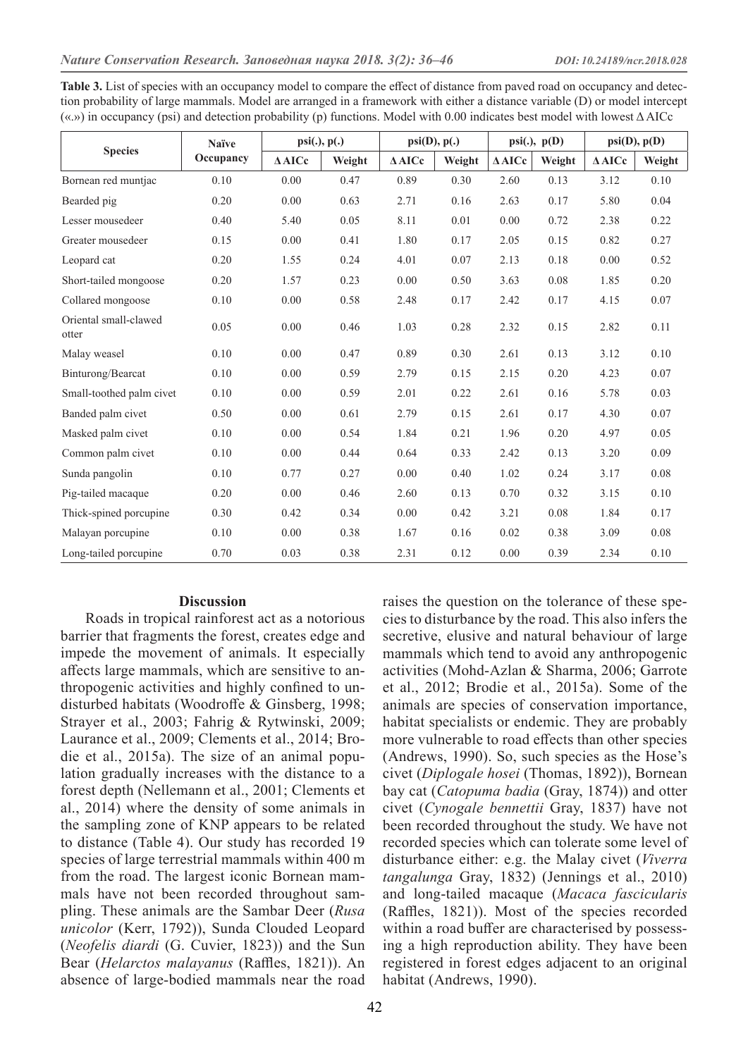**Table 3.** List of species with an occupancy model to compare the effect of distance from paved road on occupancy and detection probability of large mammals. Model are arranged in a framework with either a distance variable (D) or model intercept («.») in occupancy (psi) and detection probability (p) functions. Model with 0.00 indicates best model with lowest Δ AICc

| Species | Naïve Occupancy | psi(.), p(.) | | psi(D), p(.) | | psi(.), p(D) | | psi(D), p(D) | |
|---|---|---|---|---|---|---|---|---|---|
| | | Δ AICc | Weight | Δ AICc | Weight | Δ AICc | Weight | Δ AICc | Weight |
| Bornean red muntjac | 0.10 | 0.00 | 0.47 | 0.89 | 0.30 | 2.60 | 0.13 | 3.12 | 0.10 |
| Bearded pig | 0.20 | 0.00 | 0.63 | 2.71 | 0.16 | 2.63 | 0.17 | 5.80 | 0.04 |
| Lesser mousedeer | 0.40 | 5.40 | 0.05 | 8.11 | 0.01 | 0.00 | 0.72 | 2.38 | 0.22 |
| Greater mousedeer | 0.15 | 0.00 | 0.41 | 1.80 | 0.17 | 2.05 | 0.15 | 0.82 | 0.27 |
| Leopard cat | 0.20 | 1.55 | 0.24 | 4.01 | 0.07 | 2.13 | 0.18 | 0.00 | 0.52 |
| Short-tailed mongoose | 0.20 | 1.57 | 0.23 | 0.00 | 0.50 | 3.63 | 0.08 | 1.85 | 0.20 |
| Collared mongoose | 0.10 | 0.00 | 0.58 | 2.48 | 0.17 | 2.42 | 0.17 | 4.15 | 0.07 |
| Oriental small-clawed otter | 0.05 | 0.00 | 0.46 | 1.03 | 0.28 | 2.32 | 0.15 | 2.82 | 0.11 |
| Malay weasel | 0.10 | 0.00 | 0.47 | 0.89 | 0.30 | 2.61 | 0.13 | 3.12 | 0.10 |
| Binturong/Bearcat | 0.10 | 0.00 | 0.59 | 2.79 | 0.15 | 2.15 | 0.20 | 4.23 | 0.07 |
| Small-toothed palm civet | 0.10 | 0.00 | 0.59 | 2.01 | 0.22 | 2.61 | 0.16 | 5.78 | 0.03 |
| Banded palm civet | 0.50 | 0.00 | 0.61 | 2.79 | 0.15 | 2.61 | 0.17 | 4.30 | 0.07 |
| Masked palm civet | 0.10 | 0.00 | 0.54 | 1.84 | 0.21 | 1.96 | 0.20 | 4.97 | 0.05 |
| Common palm civet | 0.10 | 0.00 | 0.44 | 0.64 | 0.33 | 2.42 | 0.13 | 3.20 | 0.09 |
| Sunda pangolin | 0.10 | 0.77 | 0.27 | 0.00 | 0.40 | 1.02 | 0.24 | 3.17 | 0.08 |
| Pig-tailed macaque | 0.20 | 0.00 | 0.46 | 2.60 | 0.13 | 0.70 | 0.32 | 3.15 | 0.10 |
| Thick-spined porcupine | 0.30 | 0.42 | 0.34 | 0.00 | 0.42 | 3.21 | 0.08 | 1.84 | 0.17 |
| Malayan porcupine | 0.10 | 0.00 | 0.38 | 1.67 | 0.16 | 0.02 | 0.38 | 3.09 | 0.08 |
| Long-tailed porcupine | 0.70 | 0.03 | 0.38 | 2.31 | 0.12 | 0.00 | 0.39 | 2.34 | 0.10 |

## Discussion

Roads in tropical rainforest act as a notorious barrier that fragments the forest, creates edge and impede the movement of animals. It especially affects large mammals, which are sensitive to anthropogenic activities and highly confined to undisturbed habitats (Woodroffe & Ginsberg, 1998; Strayer et al., 2003; Fahrig & Rytwinski, 2009; Laurance et al., 2009; Clements et al., 2014; Brodie et al., 2015a). The size of an animal population gradually increases with the distance to a forest depth (Nellemann et al., 2001; Clements et al., 2014) where the density of some animals in the sampling zone of KNP appears to be related to distance (Table 4). Our study has recorded 19 species of large terrestrial mammals within 400 m from the road. The largest iconic Bornean mammals have not been recorded throughout sampling. These animals are the Sambar Deer (*Rusa unicolor* (Kerr, 1792)), Sunda Clouded Leopard (*Neofelis diardi* (G. Cuvier, 1823)) and the Sun Bear (*Helarctos malayanus* (Raffles, 1821)). An absence of large-bodied mammals near the road raises the question on the tolerance of these species to disturbance by the road. This also infers the secretive, elusive and natural behaviour of large mammals which tend to avoid any anthropogenic activities (Mohd-Azlan & Sharma, 2006; Garrote et al., 2012; Brodie et al., 2015a). Some of the animals are species of conservation importance, habitat specialists or endemic. They are probably more vulnerable to road effects than other species (Andrews, 1990). So, such species as the Hose's civet (*Diplogale hosei* (Thomas, 1892)), Bornean bay cat (*Catopuma badia* (Gray, 1874)) and otter civet (*Cynogale bennettii* Gray, 1837) have not been recorded throughout the study. We have not recorded species which can tolerate some level of disturbance either: e.g. the Malay civet (*Viverra tangalunga* Gray, 1832) (Jennings et al., 2010) and long-tailed macaque (*Macaca fascicularis* (Raffles, 1821)). Most of the species recorded within a road buffer are characterised by possessing a high reproduction ability. They have been registered in forest edges adjacent to an original habitat (Andrews, 1990).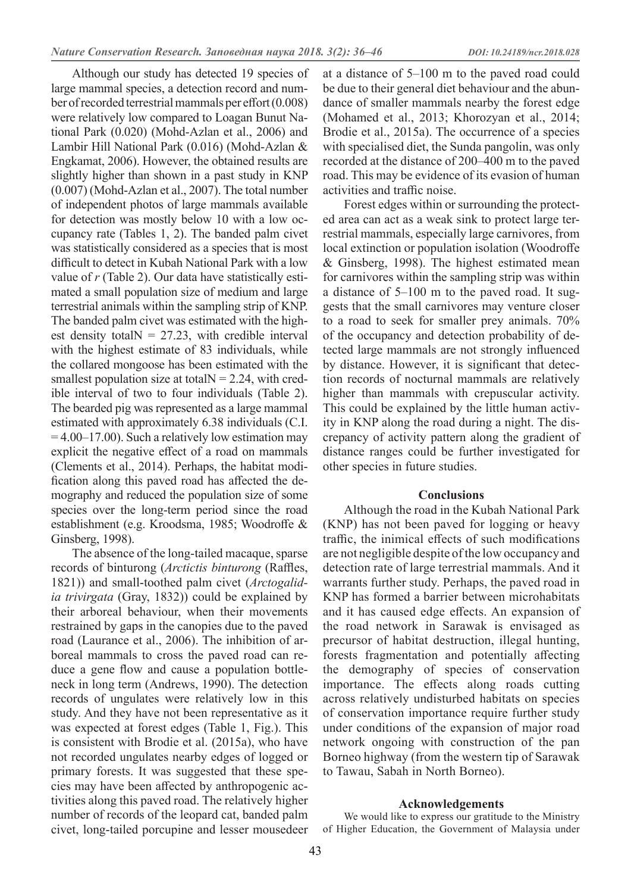Although our study has detected 19 species of large mammal species, a detection record and number of recorded terrestrial mammals per effort (0.008) were relatively low compared to Loagan Bunut National Park (0.020) (Mohd-Azlan et al., 2006) and Lambir Hill National Park (0.016) (Mohd-Azlan & Engkamat, 2006). However, the obtained results are slightly higher than shown in a past study in KNP (0.007) (Mohd-Azlan et al., 2007). The total number of independent photos of large mammals available for detection was mostly below 10 with a low occupancy rate (Tables 1, 2). The banded palm civet was statistically considered as a species that is most difficult to detect in Kubah National Park with a low value of $r$ (Table 2). Our data have statistically estimated a small population size of medium and large terrestrial animals within the sampling strip of KNP. The banded palm civet was estimated with the highest density totalN = 27.23, with credible interval with the highest estimate of 83 individuals, while the collared mongoose has been estimated with the smallest population size at totalN = 2.24, with credible interval of two to four individuals (Table 2). The bearded pig was represented as a large mammal estimated with approximately 6.38 individuals (C.I. = 4.00–17.00). Such a relatively low estimation may explicit the negative effect of a road on mammals (Clements et al., 2014). Perhaps, the habitat modification along this paved road has affected the demography and reduced the population size of some species over the long-term period since the road establishment (e.g. Kroodsma, 1985; Woodroffe & Ginsberg, 1998).

The absence of the long-tailed macaque, sparse records of binturong (*Arctictis binturong* (Raffles, 1821)) and small-toothed palm civet (*Arctogalidia trivirgata* (Gray, 1832)) could be explained by their arboreal behaviour, when their movements restrained by gaps in the canopies due to the paved road (Laurance et al., 2006). The inhibition of arboreal mammals to cross the paved road can reduce a gene flow and cause a population bottleneck in long term (Andrews, 1990). The detection records of ungulates were relatively low in this study. And they have not been representative as it was expected at forest edges (Table 1, Fig.). This is consistent with Brodie et al. (2015a), who have not recorded ungulates nearby edges of logged or primary forests. It was suggested that these species may have been affected by anthropogenic activities along this paved road. The relatively higher number of records of the leopard cat, banded palm civet, long-tailed porcupine and lesser mousedeer at a distance of 5–100 m to the paved road could be due to their general diet behaviour and the abundance of smaller mammals nearby the forest edge (Mohamed et al., 2013; Khorozyan et al., 2014; Brodie et al., 2015a). The occurrence of a species with specialised diet, the Sunda pangolin, was only recorded at the distance of 200–400 m to the paved road. This may be evidence of its evasion of human activities and traffic noise.

Forest edges within or surrounding the protected area can act as a weak sink to protect large terrestrial mammals, especially large carnivores, from local extinction or population isolation (Woodroffe & Ginsberg, 1998). The highest estimated mean for carnivores within the sampling strip was within a distance of 5–100 m to the paved road. It suggests that the small carnivores may venture closer to a road to seek for smaller prey animals. 70% of the occupancy and detection probability of detected large mammals are not strongly influenced by distance. However, it is significant that detection records of nocturnal mammals are relatively higher than mammals with crepuscular activity. This could be explained by the little human activity in KNP along the road during a night. The discrepancy of activity pattern along the gradient of distance ranges could be further investigated for other species in future studies.

## Conclusions

Although the road in the Kubah National Park (KNP) has not been paved for logging or heavy traffic, the inimical effects of such modifications are not negligible despite of the low occupancy and detection rate of large terrestrial mammals. And it warrants further study. Perhaps, the paved road in KNP has formed a barrier between microhabitats and it has caused edge effects. An expansion of the road network in Sarawak is envisaged as precursor of habitat destruction, illegal hunting, forests fragmentation and potentially affecting the demography of species of conservation importance. The effects along roads cutting across relatively undisturbed habitats on species of conservation importance require further study under conditions of the expansion of major road network ongoing with construction of the pan Borneo highway (from the western tip of Sarawak to Tawau, Sabah in North Borneo).

## Acknowledgements

We would like to express our gratitude to the Ministry of Higher Education, the Government of Malaysia under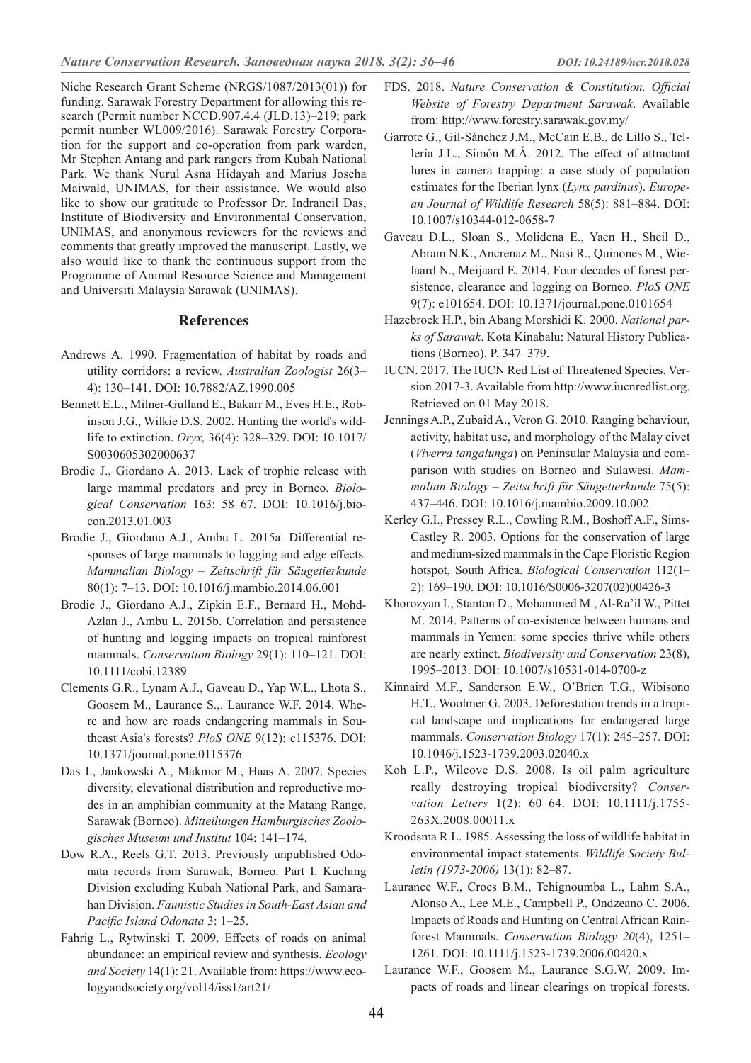Niche Research Grant Scheme (NRGS/1087/2013(01)) for funding. Sarawak Forestry Department for allowing this research (Permit number NCCD.907.4.4 (JLD.13)–219; park permit number WL009/2016). Sarawak Forestry Corporation for the support and co-operation from park warden, Mr Stephen Antang and park rangers from Kubah National Park. We thank Nurul Asna Hidayah and Marius Joscha Maiwald, UNIMAS, for their assistance. We would also like to show our gratitude to Professor Dr. Indraneil Das, Institute of Biodiversity and Environmental Conservation, UNIMAS, and anonymous reviewers for the reviews and comments that greatly improved the manuscript. Lastly, we also would like to thank the continuous support from the Programme of Animal Resource Science and Management and Universiti Malaysia Sarawak (UNIMAS).

## References

Andrews A. 1990. Fragmentation of habitat by roads and utility corridors: a review. *Australian Zoologist* 26(3–4): 130–141. DOI: 10.7882/AZ.1990.005

Bennett E.L., Milner-Gulland E., Bakarr M., Eves H.E., Robinson J.G., Wilkie D.S. 2002. Hunting the world's wildlife to extinction. *Oryx,* 36(4): 328–329. DOI: 10.1017/S0030605302000637

Brodie J., Giordano A. 2013. Lack of trophic release with large mammal predators and prey in Borneo. *Biological Conservation* 163: 58–67. DOI: 10.1016/j.biocon.2013.01.003

Brodie J., Giordano A.J., Ambu L. 2015a. Differential responses of large mammals to logging and edge effects. *Mammalian Biology – Zeitschrift für Säugetierkunde* 80(1): 7–13. DOI: 10.1016/j.mambio.2014.06.001

Brodie J., Giordano A.J., Zipkin E.F., Bernard H., Mohd-Azlan J., Ambu L. 2015b. Correlation and persistence of hunting and logging impacts on tropical rainforest mammals. *Conservation Biology* 29(1): 110–121. DOI: 10.1111/cobi.12389

Clements G.R., Lynam A.J., Gaveau D., Yap W.L., Lhota S., Goosem M., Laurance S.,. Laurance W.F. 2014. Where and how are roads endangering mammals in Southeast Asia's forests? *PloS ONE* 9(12): e115376. DOI: 10.1371/journal.pone.0115376

Das I., Jankowski A., Makmor M., Haas A. 2007. Species diversity, elevational distribution and reproductive modes in an amphibian community at the Matang Range, Sarawak (Borneo). *Mitteilungen Hamburgisches Zoologisches Museum und Institut* 104: 141–174.

Dow R.A., Reels G.T. 2013. Previously unpublished Odonata records from Sarawak, Borneo. Part I. Kuching Division excluding Kubah National Park, and Samarahan Division. *Faunistic Studies in South-East Asian and Pacific Island Odonata* 3: 1–25.

Fahrig L., Rytwinski T. 2009. Effects of roads on animal abundance: an empirical review and synthesis. *Ecology and Society* 14(1): 21. Available from: https://www.ecologyandsociety.org/vol14/iss1/art21/

FDS. 2018. *Nature Conservation & Constitution. Official Website of Forestry Department Sarawak*. Available from: http://www.forestry.sarawak.gov.my/

Garrote G., Gil-Sánchez J.M., McCain E.B., de Lillo S., Tellería J.L., Simón M.Á. 2012. The effect of attractant lures in camera trapping: a case study of population estimates for the Iberian lynx (*Lynx pardinus*). *European Journal of Wildlife Research* 58(5): 881–884. DOI: 10.1007/s10344-012-0658-7

Gaveau D.L., Sloan S., Molidena E., Yaen H., Sheil D., Abram N.K., Ancrenaz M., Nasi R., Quinones M., Wielaard N., Meijaard E. 2014. Four decades of forest persistence, clearance and logging on Borneo. *PloS ONE* 9(7): e101654. DOI: 10.1371/journal.pone.0101654

Hazebroek H.P., bin Abang Morshidi K. 2000. *National parks of Sarawak*. Kota Kinabalu: Natural History Publications (Borneo). P. 347–379.

IUCN. 2017. The IUCN Red List of Threatened Species. Version 2017-3. Available from http://www.iucnredlist.org. Retrieved on 01 May 2018.

Jennings A.P., Zubaid A., Veron G. 2010. Ranging behaviour, activity, habitat use, and morphology of the Malay civet (*Viverra tangalunga*) on Peninsular Malaysia and comparison with studies on Borneo and Sulawesi. *Mammalian Biology – Zeitschrift für Säugetierkunde* 75(5): 437–446. DOI: 10.1016/j.mambio.2009.10.002

Kerley G.I., Pressey R.L., Cowling R.M., Boshoff A.F., Sims-Castley R. 2003. Options for the conservation of large and medium-sized mammals in the Cape Floristic Region hotspot, South Africa. *Biological Conservation* 112(1–2): 169–190. DOI: 10.1016/S0006-3207(02)00426-3

Khorozyan I., Stanton D., Mohammed M., Al-Ra'il W., Pittet M. 2014. Patterns of co-existence between humans and mammals in Yemen: some species thrive while others are nearly extinct. *Biodiversity and Conservation* 23(8), 1995–2013. DOI: 10.1007/s10531-014-0700-z

Kinnaird M.F., Sanderson E.W., O'Brien T.G., Wibisono H.T., Woolmer G. 2003. Deforestation trends in a tropical landscape and implications for endangered large mammals. *Conservation Biology* 17(1): 245–257. DOI: 10.1046/j.1523-1739.2003.02040.x

Koh L.P., Wilcove D.S. 2008. Is oil palm agriculture really destroying tropical biodiversity? *Conservation Letters* 1(2): 60–64. DOI: 10.1111/j.1755-263X.2008.00011.x

Kroodsma R.L. 1985. Assessing the loss of wildlife habitat in environmental impact statements. *Wildlife Society Bulletin (1973-2006)* 13(1): 82–87.

Laurance W.F., Croes B.M., Tchignoumba L., Lahm S.A., Alonso A., Lee M.E., Campbell P., Ondzeano C. 2006. Impacts of Roads and Hunting on Central African Rainforest Mammals. *Conservation Biology 20*(4), 1251–1261. DOI: 10.1111/j.1523-1739.2006.00420.x

Laurance W.F., Goosem M., Laurance S.G.W. 2009. Impacts of roads and linear clearings on tropical forests.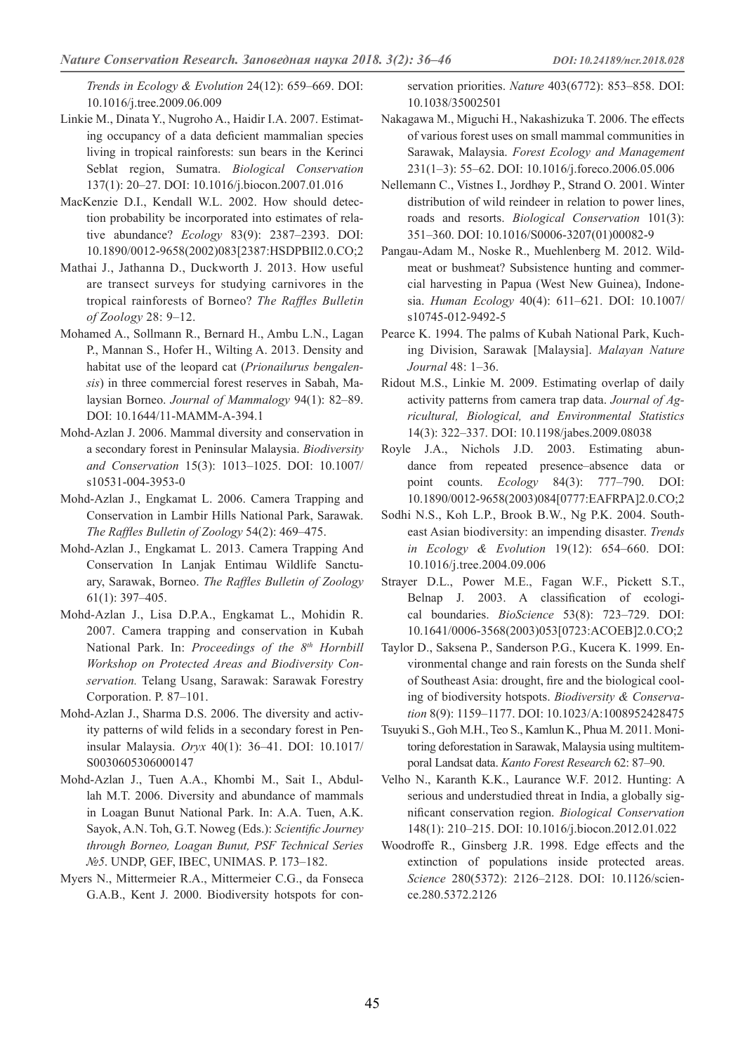*Trends in Ecology & Evolution* 24(12): 659–669. DOI: 10.1016/j.tree.2009.06.009

Linkie M., Dinata Y., Nugroho A., Haidir I.A. 2007. Estimating occupancy of a data deficient mammalian species living in tropical rainforests: sun bears in the Kerinci Seblat region, Sumatra. *Biological Conservation* 137(1): 20–27. DOI: 10.1016/j.biocon.2007.01.016

MacKenzie D.I., Kendall W.L. 2002. How should detection probability be incorporated into estimates of relative abundance? *Ecology* 83(9): 2387–2393. DOI: 10.1890/0012-9658(2002)083[2387:HSDPBI]2.0.CO;2

Mathai J., Jathanna D., Duckworth J. 2013. How useful are transect surveys for studying carnivores in the tropical rainforests of Borneo? *The Raffles Bulletin of Zoology* 28: 9–12.

Mohamed A., Sollmann R., Bernard H., Ambu L.N., Lagan P., Mannan S., Hofer H., Wilting A. 2013. Density and habitat use of the leopard cat (*Prionailurus bengalensis*) in three commercial forest reserves in Sabah, Malaysian Borneo. *Journal of Mammalogy* 94(1): 82–89. DOI: 10.1644/11-MAMM-A-394.1

Mohd-Azlan J. 2006. Mammal diversity and conservation in a secondary forest in Peninsular Malaysia. *Biodiversity and Conservation* 15(3): 1013–1025. DOI: 10.1007/s10531-004-3953-0

Mohd-Azlan J., Engkamat L. 2006. Camera Trapping and Conservation in Lambir Hills National Park, Sarawak. *The Raffles Bulletin of Zoology* 54(2): 469–475.

Mohd-Azlan J., Engkamat L. 2013. Camera Trapping And Conservation In Lanjak Entimau Wildlife Sanctuary, Sarawak, Borneo. *The Raffles Bulletin of Zoology* 61(1): 397–405.

Mohd-Azlan J., Lisa D.P.A., Engkamat L., Mohidin R. 2007. Camera trapping and conservation in Kubah National Park. In: *Proceedings of the 8th Hornbill Workshop on Protected Areas and Biodiversity Conservation.* Telang Usang, Sarawak: Sarawak Forestry Corporation. P. 87–101.

Mohd-Azlan J., Sharma D.S. 2006. The diversity and activity patterns of wild felids in a secondary forest in Peninsular Malaysia. *Oryx* 40(1): 36–41. DOI: 10.1017/S0030605306000147

Mohd-Azlan J., Tuen A.A., Khombi M., Sait I., Abdullah M.T. 2006. Diversity and abundance of mammals in Loagan Bunut National Park. In: A.A. Tuen, A.K. Sayok, A.N. Toh, G.T. Noweg (Eds.): *Scientific Journey through Borneo, Loagan Bunut, PSF Technical Series №5*. UNDP, GEF, IBEC, UNIMAS. P. 173–182.

Myers N., Mittermeier R.A., Mittermeier C.G., da Fonseca G.A.B., Kent J. 2000. Biodiversity hotspots for conservation priorities. *Nature* 403(6772): 853–858. DOI: 10.1038/35002501

Nakagawa M., Miguchi H., Nakashizuka T. 2006. The effects of various forest uses on small mammal communities in Sarawak, Malaysia. *Forest Ecology and Management* 231(1–3): 55–62. DOI: 10.1016/j.foreco.2006.05.006

Nellemann C., Vistnes I., Jordhøy P., Strand O. 2001. Winter distribution of wild reindeer in relation to power lines, roads and resorts. *Biological Conservation* 101(3): 351–360. DOI: 10.1016/S0006-3207(01)00082-9

Pangau-Adam M., Noske R., Muehlenberg M. 2012. Wildmeat or bushmeat? Subsistence hunting and commercial harvesting in Papua (West New Guinea), Indonesia. *Human Ecology* 40(4): 611–621. DOI: 10.1007/s10745-012-9492-5

Pearce K. 1994. The palms of Kubah National Park, Kuching Division, Sarawak [Malaysia]. *Malayan Nature Journal* 48: 1–36.

Ridout M.S., Linkie M. 2009. Estimating overlap of daily activity patterns from camera trap data. *Journal of Agricultural, Biological, and Environmental Statistics* 14(3): 322–337. DOI: 10.1198/jabes.2009.08038

Royle J.A., Nichols J.D. 2003. Estimating abundance from repeated presence–absence data or point counts. *Ecology* 84(3): 777–790. DOI: 10.1890/0012-9658(2003)084[0777:EAFRPA]2.0.CO;2

Sodhi N.S., Koh L.P., Brook B.W., Ng P.K. 2004. Southeast Asian biodiversity: an impending disaster. *Trends in Ecology & Evolution* 19(12): 654–660. DOI: 10.1016/j.tree.2004.09.006

Strayer D.L., Power M.E., Fagan W.F., Pickett S.T., Belnap J. 2003. A classification of ecological boundaries. *BioScience* 53(8): 723–729. DOI: 10.1641/0006-3568(2003)053[0723:ACOEB]2.0.CO;2

Taylor D., Saksena P., Sanderson P.G., Kucera K. 1999. Environmental change and rain forests on the Sunda shelf of Southeast Asia: drought, fire and the biological cooling of biodiversity hotspots. *Biodiversity & Conservation* 8(9): 1159–1177. DOI: 10.1023/A:1008952428475

Tsuyuki S., Goh M.H., Teo S., Kamlun K., Phua M. 2011. Monitoring deforestation in Sarawak, Malaysia using multitemporal Landsat data. *Kanto Forest Research* 62: 87–90.

Velho N., Karanth K.K., Laurance W.F. 2012. Hunting: A serious and understudied threat in India, a globally significant conservation region. *Biological Conservation* 148(1): 210–215. DOI: 10.1016/j.biocon.2012.01.022

Woodroffe R., Ginsberg J.R. 1998. Edge effects and the extinction of populations inside protected areas. *Science* 280(5372): 2126–2128. DOI: 10.1126/science.280.5372.2126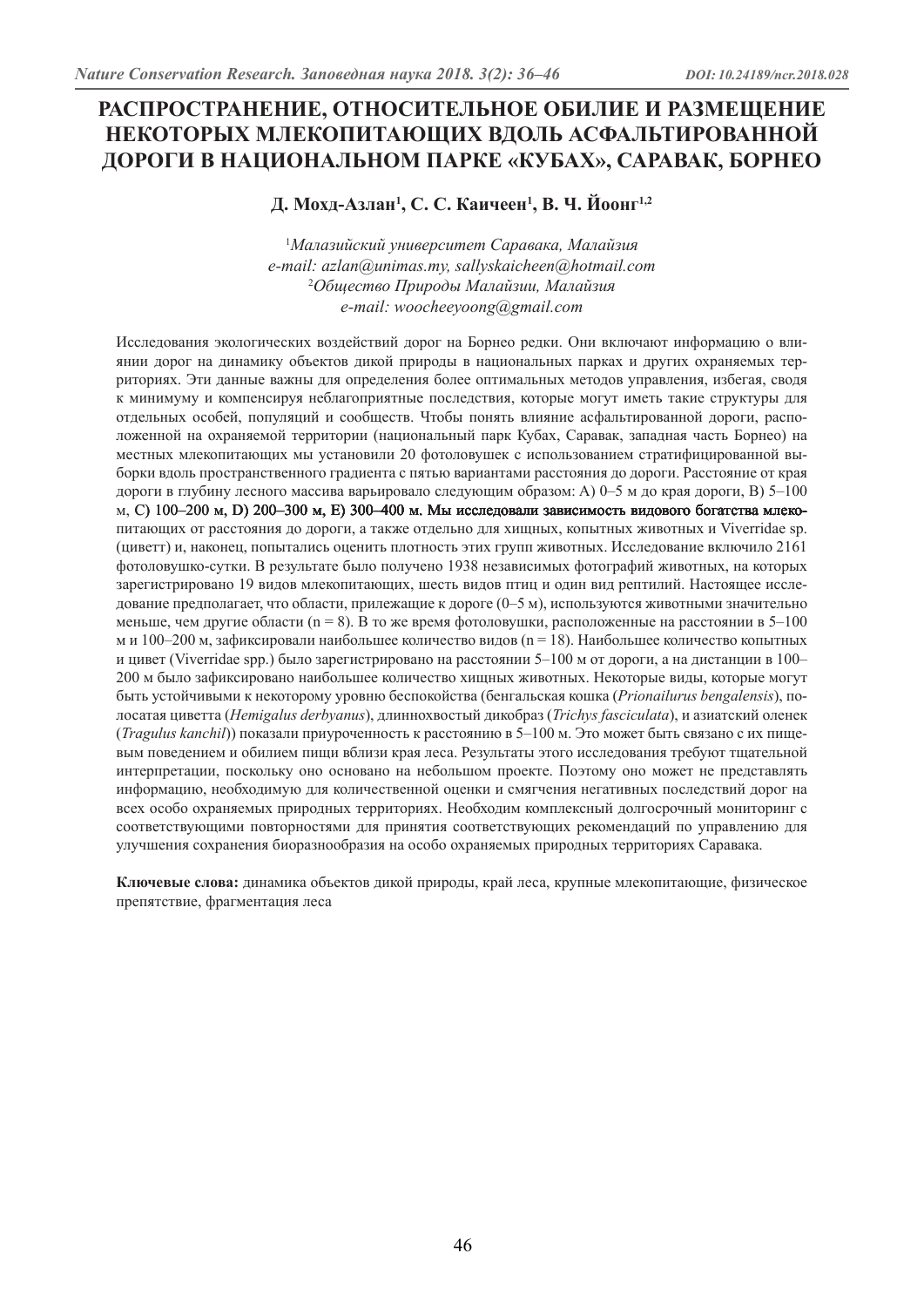# РАСПРОСТРАНЕНИЕ, ОТНОСИТЕЛЬНОЕ ОБИЛИЕ И РАЗМЕЩЕНИЕ НЕКОТОРЫХ МЛЕКОПИТАЮЩИХ ВДОЛЬ АСФАЛЬТИРОВАННОЙ ДОРОГИ В НАЦИОНАЛЬНОМ ПАРКЕ «КУБАХ», САРАВАК, БОРНЕО

**Д. Мохд-Азлан[1], С. С. Каичеен[1], В. Ч. Йоонг[1,2]**

[1]*Малазийский университет Саравака, Малайзия*
*e-mail: azlan@unimas.my, sallyskaicheen@hotmail.com*
[2]*Общество Природы Малайзии, Малайзия*
*e-mail: woocheeyoong@gmail.com*

Исследования экологических воздействий дорог на Борнео редки. Они включают информацию о влиянии дорог на динамику объектов дикой природы в национальных парках и других охраняемых территориях. Эти данные важны для определения более оптимальных методов управления, избегая, сводя к минимуму и компенсируя неблагоприятные последствия, которые могут иметь такие структуры для отдельных особей, популяций и сообществ. Чтобы понять влияние асфальтированной дороги, расположенной на охраняемой территории (национальный парк Кубах, Саравак, западная часть Борнео) на местных млекопитающих мы установили 20 фотоловушек с использованием стратифицированной выборки вдоль пространственного градиента с пятью вариантами расстояния до дороги. Расстояние от края дороги в глубину лесного массива варьировало следующим образом: A) 0–5 м до края дороги, B) 5–100 м, C) 100–200 м, D) 200–300 м, E) 300–400 м. Мы исследовали зависимость видового богатства млекопитающих от расстояния до дороги, а также отдельно для хищных, копытных животных и Viverridae sp. (циветт) и, наконец, попытались оценить плотность этих групп животных. Исследование включило 2161 фотоловушко-сутки. В результате было получено 1938 независимых фотографий животных, на которых зарегистрировано 19 видов млекопитающих, шесть видов птиц и один вид рептилий. Настоящее исследование предполагает, что области, прилежащие к дороге (0–5 м), используются животными значительно меньше, чем другие области (n = 8). В то же время фотоловушки, расположенные на расстоянии в 5–100 м и 100–200 м, зафиксировали наибольшее количество видов (n = 18). Наибольшее количество копытных и цивет (Viverridae spp.) было зарегистрировано на расстоянии 5–100 м от дороги, а на дистанции в 100–200 м было зафиксировано наибольшее количество хищных животных. Некоторые виды, которые могут быть устойчивыми к некоторому уровню беспокойства (бенгальская кошка (*Prionailurus bengalensis*), полосатая циветта (*Hemigalus derbyanus*), длиннохвостый дикобраз (*Trichys fasciculata*), и азиатский оленек (*Tragulus kanchil*)) показали приуроченность к расстоянию в 5–100 м. Это может быть связано с их пищевым поведением и обилием пищи вблизи края леса. Результаты этого исследования требуют тщательной интерпретации, поскольку оно основано на небольшом проекте. Поэтому оно может не представлять информацию, необходимую для количественной оценки и смягчения негативных последствий дорог на всех особо охраняемых природных территориях. Необходим комплексный долгосрочный мониторинг с соответствующими повторностями для принятия соответствующих рекомендаций по управлению для улучшения сохранения биоразнообразия на особо охраняемых природных территориях Саравака.

**Ключевые слова:** динамика объектов дикой природы, край леса, крупные млекопитающие, физическое препятствие, фрагментация леса